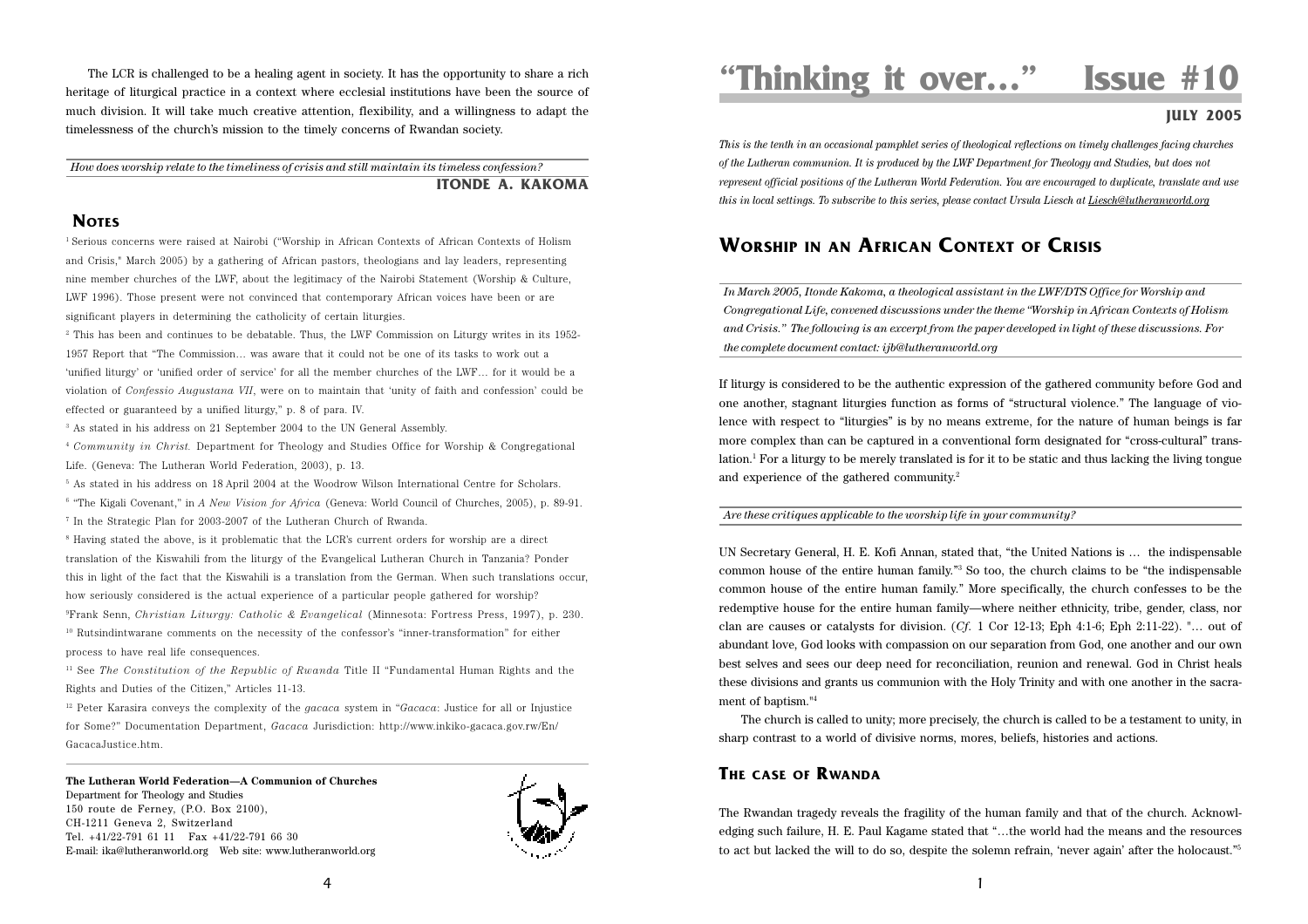The LCR is challenged to be a healing agent in society. It has the opportunity to share a rich heritage of liturgical practice in a context where ecclesial institutions have been the source of much division. It will take much creative attention, flexibility, and a willingness to adapt the timelessness of the church's mission to the timely concerns of Rwandan society.

*How does worship relate to the timeliness of crisis and still maintain its timeless confession?*

**ITONDE A. KAKOMA**

## Notes

[1] Serious concerns were raised at Nairobi ("Worship in African Contexts of African Contexts of Holism and Crisis," March 2005) by a gathering of African pastors, theologians and lay leaders, representing nine member churches of the LWF, about the legitimacy of the Nairobi Statement (Worship & Culture, LWF 1996). Those present were not convinced that contemporary African voices have been or are significant players in determining the catholicity of certain liturgies.

[2] This has been and continues to be debatable. Thus, the LWF Commission on Liturgy writes in its 1952-1957 Report that "The Commission… was aware that it could not be one of its tasks to work out a 'unified liturgy' or 'unified order of service' for all the member churches of the LWF… for it would be a violation of *Confessio Augustana VII*, were on to maintain that 'unity of faith and confession' could be effected or guaranteed by a unified liturgy," p. 8 of para. IV.

[3] As stated in his address on 21 September 2004 to the UN General Assembly.

[4] *Community in Christ.* Department for Theology and Studies Office for Worship & Congregational Life. (Geneva: The Lutheran World Federation, 2003), p. 13.

[5] As stated in his address on 18 April 2004 at the Woodrow Wilson International Centre for Scholars.

[6] "The Kigali Covenant," in *A New Vision for Africa* (Geneva: World Council of Churches, 2005), p. 89-91.

[7] In the Strategic Plan for 2003-2007 of the Lutheran Church of Rwanda.

[8] Having stated the above, is it problematic that the LCR's current orders for worship are a direct translation of the Kiswahili from the liturgy of the Evangelical Lutheran Church in Tanzania? Ponder this in light of the fact that the Kiswahili is a translation from the German. When such translations occur, how seriously considered is the actual experience of a particular people gathered for worship?

[9] Frank Senn, *Christian Liturgy: Catholic & Evangelical* (Minnesota: Fortress Press, 1997), p. 230.

[10] Rutsindintwarane comments on the necessity of the confessor's "inner-transformation" for either process to have real life consequences.

[11] See *The Constitution of the Republic of Rwanda* Title II "Fundamental Human Rights and the Rights and Duties of the Citizen," Articles 11-13.

[12] Peter Karasira conveys the complexity of the *gacaca* system in "*Gacaca*: Justice for all or Injustice for Some?" Documentation Department, *Gacaca* Jurisdiction: http://www.inkiko-gacaca.gov.rw/En/GacacaJustice.htm.

**The Lutheran World Federation—A Communion of Churches**
Department for Theology and Studies
150 route de Ferney, (P.O. Box 2100),
CH-1211 Geneva 2, Switzerland
Tel. +41/22-791 61 11 Fax +41/22-791 66 30
E-mail: ika@lutheranworld.org Web site: www.lutheranworld.org

# "Thinking it over…" Issue #10

**JULY 2005**

*This is the tenth in an occasional pamphlet series of theological reflections on timely challenges facing churches of the Lutheran communion. It is produced by the LWF Department for Theology and Studies, but does not represent official positions of the Lutheran World Federation. You are encouraged to duplicate, translate and use this in local settings. To subscribe to this series, please contact Ursula Liesch at Liesch@lutheranworld.org*

## Worship in an African Context of Crisis

*In March 2005, Itonde Kakoma, a theological assistant in the LWF/DTS Office for Worship and Congregational Life, convened discussions under the theme "Worship in African Contexts of Holism and Crisis." The following is an excerpt from the paper developed in light of these discussions. For the complete document contact: ijb@lutheranworld.org*

If liturgy is considered to be the authentic expression of the gathered community before God and one another, stagnant liturgies function as forms of "structural violence." The language of violence with respect to "liturgies" is by no means extreme, for the nature of human beings is far more complex than can be captured in a conventional form designated for "cross-cultural" translation.[1] For a liturgy to be merely translated is for it to be static and thus lacking the living tongue and experience of the gathered community.[2]

*Are these critiques applicable to the worship life in your community?*

UN Secretary General, H. E. Kofi Annan, stated that, "the United Nations is … the indispensable common house of the entire human family."[3] So too, the church claims to be "the indispensable common house of the entire human family." More specifically, the church confesses to be the redemptive house for the entire human family—where neither ethnicity, tribe, gender, class, nor clan are causes or catalysts for division. (*Cf.* 1 Cor 12-13; Eph 4:1-6; Eph 2:11-22). "… out of abundant love, God looks with compassion on our separation from God, one another and our own best selves and sees our deep need for reconciliation, reunion and renewal. God in Christ heals these divisions and grants us communion with the Holy Trinity and with one another in the sacrament of baptism."[4]

The church is called to unity; more precisely, the church is called to be a testament to unity, in sharp contrast to a world of divisive norms, mores, beliefs, histories and actions.

### The case of Rwanda

The Rwandan tragedy reveals the fragility of the human family and that of the church. Acknowledging such failure, H. E. Paul Kagame stated that "…the world had the means and the resources to act but lacked the will to do so, despite the solemn refrain, 'never again' after the holocaust."[5]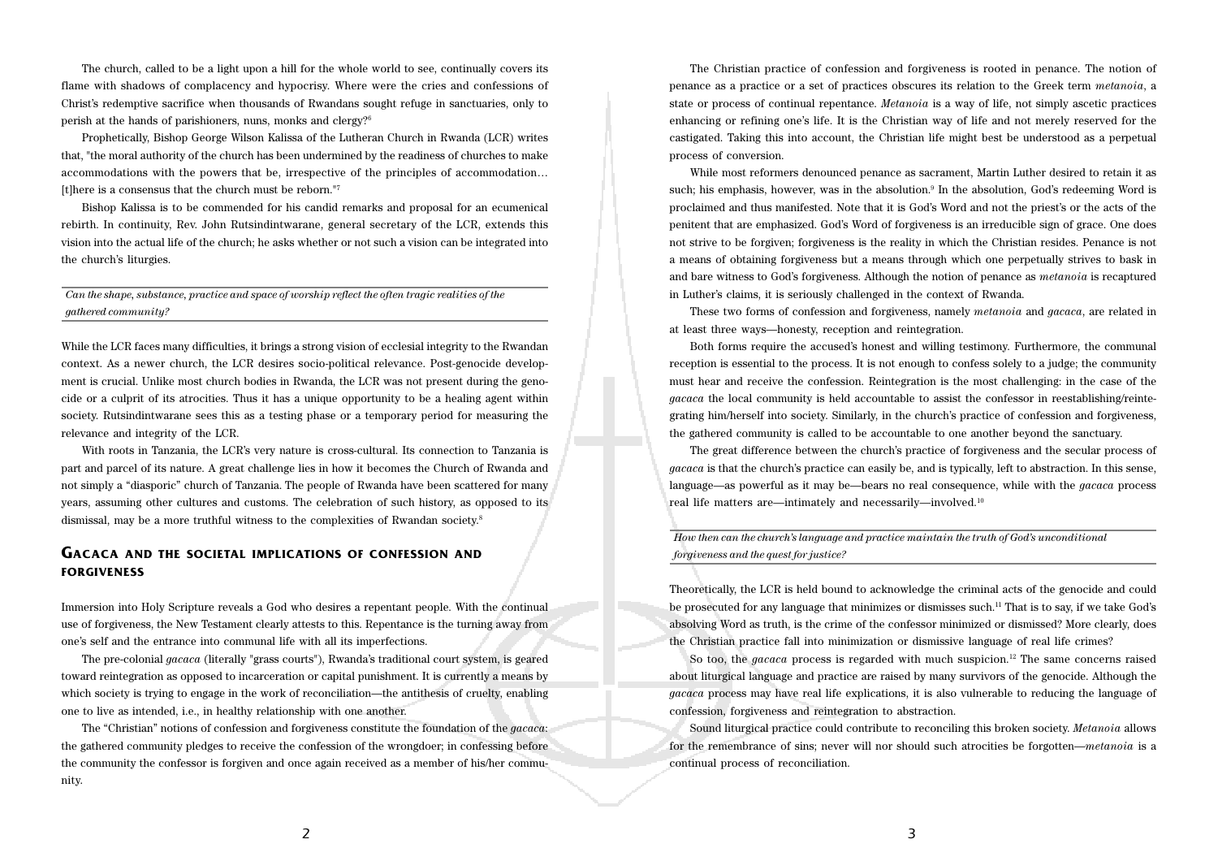The church, called to be a light upon a hill for the whole world to see, continually covers its flame with shadows of complacency and hypocrisy. Where were the cries and confessions of Christ's redemptive sacrifice when thousands of Rwandans sought refuge in sanctuaries, only to perish at the hands of parishioners, nuns, monks and clergy?[6]

Prophetically, Bishop George Wilson Kalissa of the Lutheran Church in Rwanda (LCR) writes that, "the moral authority of the church has been undermined by the readiness of churches to make accommodations with the powers that be, irrespective of the principles of accommodation… [t]here is a consensus that the church must be reborn."[7]

Bishop Kalissa is to be commended for his candid remarks and proposal for an ecumenical rebirth. In continuity, Rev. John Rutsindintwarane, general secretary of the LCR, extends this vision into the actual life of the church; he asks whether or not such a vision can be integrated into the church's liturgies.

---

*Can the shape, substance, practice and space of worship reflect the often tragic realities of the gathered community?*

---

While the LCR faces many difficulties, it brings a strong vision of ecclesial integrity to the Rwandan context. As a newer church, the LCR desires socio-political relevance. Post-genocide development is crucial. Unlike most church bodies in Rwanda, the LCR was not present during the genocide or a culprit of its atrocities. Thus it has a unique opportunity to be a healing agent within society. Rutsindintwarane sees this as a testing phase or a temporary period for measuring the relevance and integrity of the LCR.

With roots in Tanzania, the LCR's very nature is cross-cultural. Its connection to Tanzania is part and parcel of its nature. A great challenge lies in how it becomes the Church of Rwanda and not simply a "diasporic" church of Tanzania. The people of Rwanda have been scattered for many years, assuming other cultures and customs. The celebration of such history, as opposed to its dismissal, may be a more truthful witness to the complexities of Rwandan society.[8]

## Gacaca and the societal implications of confession and forgiveness

Immersion into Holy Scripture reveals a God who desires a repentant people. With the continual use of forgiveness, the New Testament clearly attests to this. Repentance is the turning away from one's self and the entrance into communal life with all its imperfections.

The pre-colonial *gacaca* (literally "grass courts"), Rwanda's traditional court system, is geared toward reintegration as opposed to incarceration or capital punishment. It is currently a means by which society is trying to engage in the work of reconciliation—the antithesis of cruelty, enabling one to live as intended, i.e., in healthy relationship with one another.

The "Christian" notions of confession and forgiveness constitute the foundation of the *gacaca*: the gathered community pledges to receive the confession of the wrongdoer; in confessing before the community the confessor is forgiven and once again received as a member of his/her community.

The Christian practice of confession and forgiveness is rooted in penance. The notion of penance as a practice or a set of practices obscures its relation to the Greek term *metanoia*, a state or process of continual repentance. *Metanoia* is a way of life, not simply ascetic practices enhancing or refining one's life. It is the Christian way of life and not merely reserved for the castigated. Taking this into account, the Christian life might best be understood as a perpetual process of conversion.

While most reformers denounced penance as sacrament, Martin Luther desired to retain it as such; his emphasis, however, was in the absolution.[9] In the absolution, God's redeeming Word is proclaimed and thus manifested. Note that it is God's Word and not the priest's or the acts of the penitent that are emphasized. God's Word of forgiveness is an irreducible sign of grace. One does not strive to be forgiven; forgiveness is the reality in which the Christian resides. Penance is not a means of obtaining forgiveness but a means through which one perpetually strives to bask in and bare witness to God's forgiveness. Although the notion of penance as *metanoia* is recaptured in Luther's claims, it is seriously challenged in the context of Rwanda.

These two forms of confession and forgiveness, namely *metanoia* and *gacaca*, are related in at least three ways—honesty, reception and reintegration.

Both forms require the accused's honest and willing testimony. Furthermore, the communal reception is essential to the process. It is not enough to confess solely to a judge; the community must hear and receive the confession. Reintegration is the most challenging: in the case of the *gacaca* the local community is held accountable to assist the confessor in reestablishing/reintegrating him/herself into society. Similarly, in the church's practice of confession and forgiveness, the gathered community is called to be accountable to one another beyond the sanctuary.

The great difference between the church's practice of forgiveness and the secular process of *gacaca* is that the church's practice can easily be, and is typically, left to abstraction. In this sense, language—as powerful as it may be—bears no real consequence, while with the *gacaca* process real life matters are—intimately and necessarily—involved.[10]

---

*How then can the church's language and practice maintain the truth of God's unconditional forgiveness and the quest for justice?*

---

Theoretically, the LCR is held bound to acknowledge the criminal acts of the genocide and could be prosecuted for any language that minimizes or dismisses such.[11] That is to say, if we take God's absolving Word as truth, is the crime of the confessor minimized or dismissed? More clearly, does the Christian practice fall into minimization or dismissive language of real life crimes?

So too, the *gacaca* process is regarded with much suspicion.[12] The same concerns raised about liturgical language and practice are raised by many survivors of the genocide. Although the *gacaca* process may have real life explications, it is also vulnerable to reducing the language of confession, forgiveness and reintegration to abstraction.

Sound liturgical practice could contribute to reconciling this broken society. *Metanoia* allows for the remembrance of sins; never will nor should such atrocities be forgotten—*metanoia* is a continual process of reconciliation.